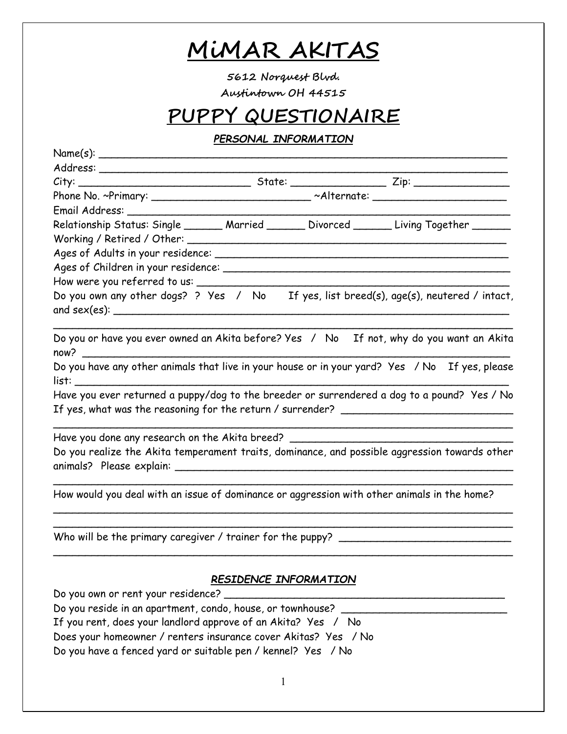# MiMAR AKITAS

5612 Norquest Blvd.

Austintown OH 44515

# PUPPY QUESTIONAIRE

***PERSONAL INFORMATION***

Name(s): ______________________________________________________________________

Address: ______________________________________________________________________

City: ____________________________ State: _______________ Zip: _______________

Phone No. ~Primary: __________________________ ~Alternate: ______________________

Email Address: __________________________________________________________________

Relationship Status: Single ______ Married ______ Divorced ______ Living Together ______

Working / Retired / Other: ______________________________________________________

Ages of Adults in your residence: _________________________________________________

Ages of Children in your residence: _______________________________________________

How were you referred to us: ____________________________________________________

Do you own any other dogs? ? Yes / No If yes, list breed(s), age(s), neutered / intact, and sex(es): ________________________________________________________________

__________________________________________________________________________

Do you or have you ever owned an Akita before? Yes / No If not, why do you want an Akita now? ________________________________________________________________________

Do you have any other animals that live in your house or in your yard? Yes / No If yes, please list: __________________________________________________________________________

Have you ever returned a puppy/dog to the breeder or surrendered a dog to a pound? Yes / No If yes, what was the reasoning for the return / surrender? ___________________________

__________________________________________________________________________

Have you done any research on the Akita breed? ___________________________________

Do you realize the Akita temperament traits, dominance, and possible aggression towards other animals? Please explain: ______________________________________________________

__________________________________________________________________________

How would you deal with an issue of dominance or aggression with other animals in the home?

__________________________________________________________________________

__________________________________________________________________________

Who will be the primary caregiver / trainer for the puppy? ___________________________

__________________________________________________________________________

***RESIDENCE INFORMATION***

Do you own or rent your residence? ______________________________________________

Do you reside in an apartment, condo, house, or townhouse? __________________________

If you rent, does your landlord approve of an Akita? Yes / No

Does your homeowner / renters insurance cover Akitas? Yes / No

Do you have a fenced yard or suitable pen / kennel? Yes / No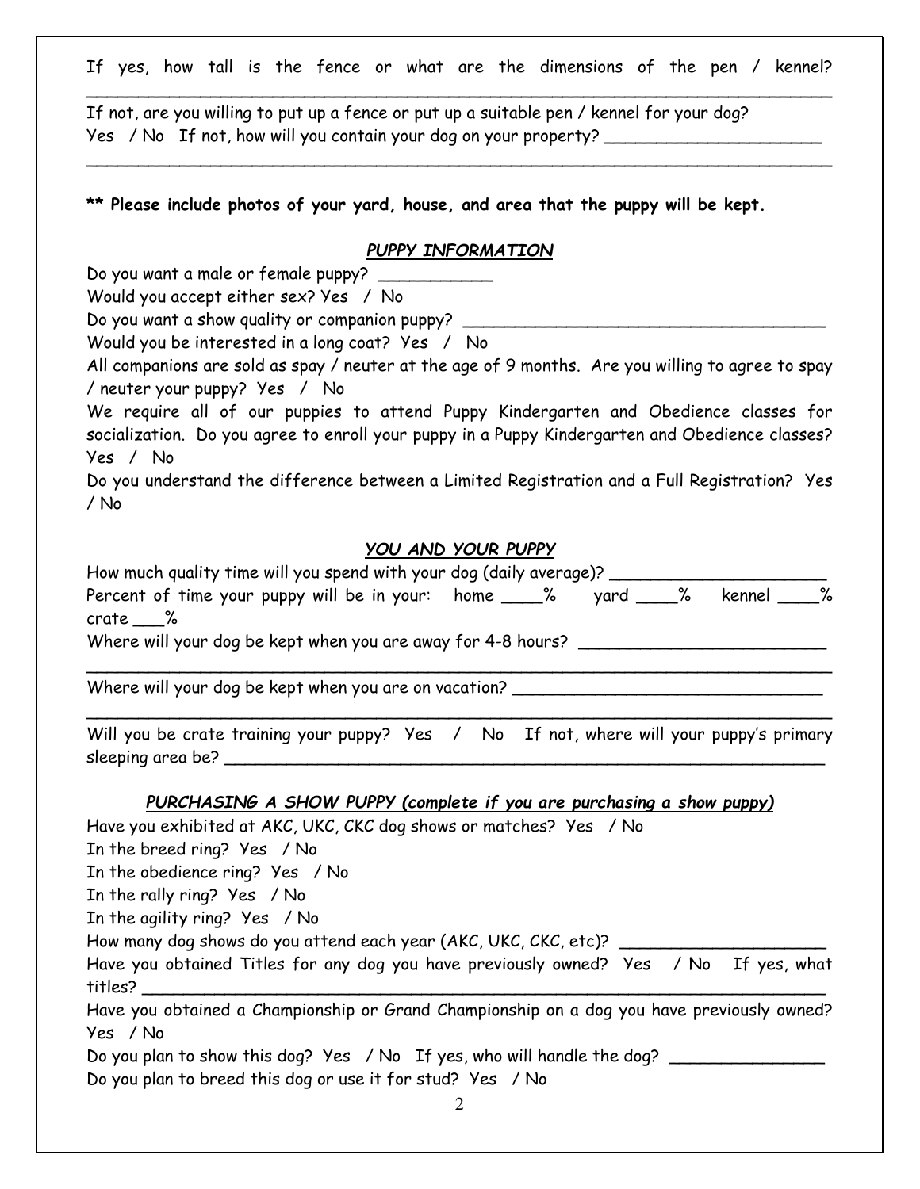If yes, how tall is the fence or what are the dimensions of the pen / kennel? ____________________________________________________________________________

If not, are you willing to put up a fence or put up a suitable pen / kennel for your dog? Yes / No If not, how will you contain your dog on your property? ______________________
____________________________________________________________________________

**\*\* Please include photos of your yard, house, and area that the puppy will be kept.**

## ***PUPPY INFORMATION***

Do you want a male or female puppy? ___________

Would you accept either sex? Yes / No

Do you want a show quality or companion puppy? ____________________________________

Would you be interested in a long coat? Yes / No

All companions are sold as spay / neuter at the age of 9 months. Are you willing to agree to spay / neuter your puppy? Yes / No

We require all of our puppies to attend Puppy Kindergarten and Obedience classes for socialization. Do you agree to enroll your puppy in a Puppy Kindergarten and Obedience classes? Yes / No

Do you understand the difference between a Limited Registration and a Full Registration? Yes / No

## ***YOU AND YOUR PUPPY***

How much quality time will you spend with your dog (daily average)? ______________________

Percent of time your puppy will be in your: home ____% yard ____% kennel ____% crate ___%

Where will your dog be kept when you are away for 4-8 hours? _________________________
____________________________________________________________________________

Where will your dog be kept when you are on vacation? ______________________________
____________________________________________________________________________

Will you be crate training your puppy? Yes / No If not, where will your puppy's primary sleeping area be? _____________________________________________________________

## ***PURCHASING A SHOW PUPPY (complete if you are purchasing a show puppy)***

Have you exhibited at AKC, UKC, CKC dog shows or matches? Yes / No

In the breed ring? Yes / No

In the obedience ring? Yes / No

In the rally ring? Yes / No

In the agility ring? Yes / No

How many dog shows do you attend each year (AKC, UKC, CKC, etc)? ____________________

Have you obtained Titles for any dog you have previously owned? Yes / No If yes, what titles? _______________________________________________________________________

Have you obtained a Championship or Grand Championship on a dog you have previously owned? Yes / No

Do you plan to show this dog? Yes / No If yes, who will handle the dog? _______________

Do you plan to breed this dog or use it for stud? Yes / No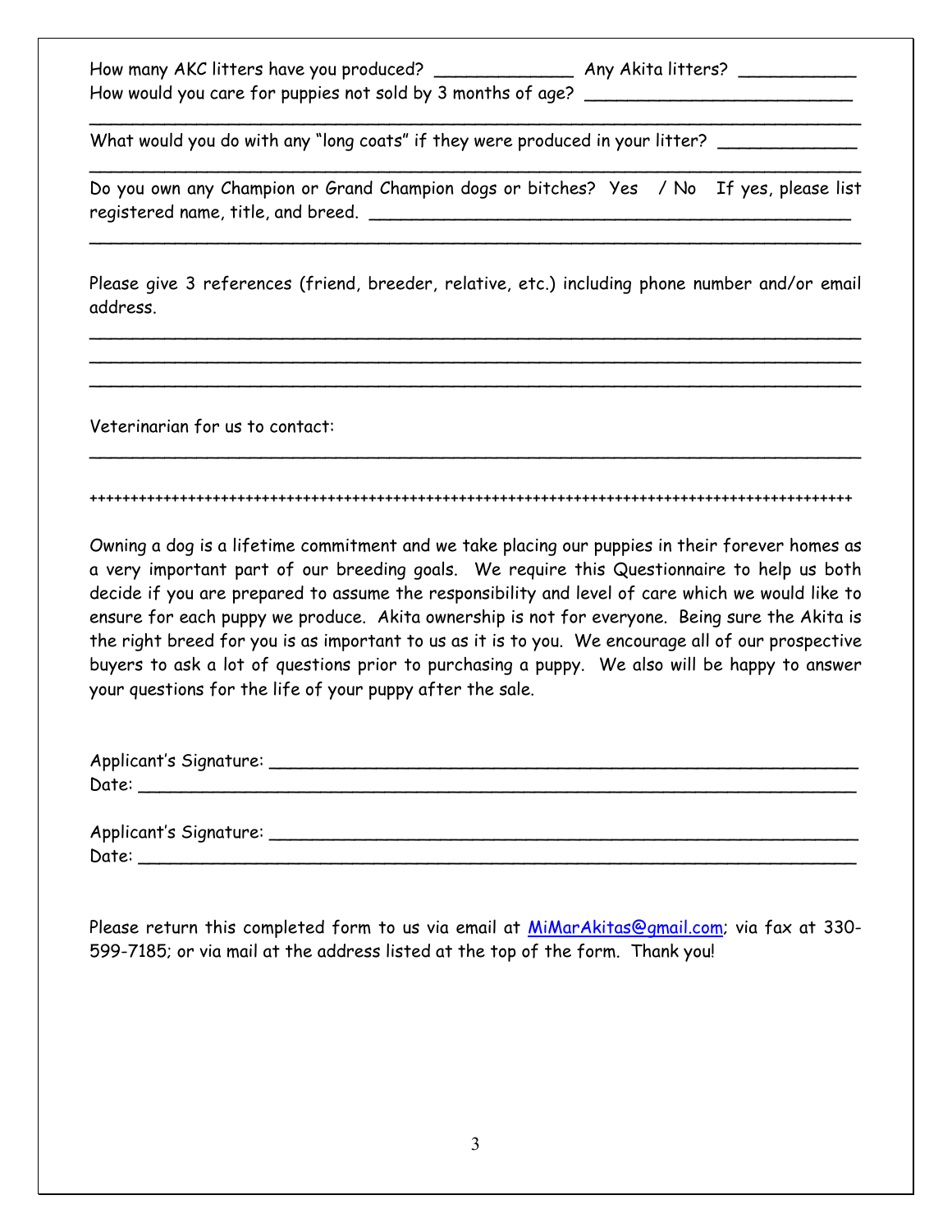How many AKC litters have you produced? _____________ Any Akita litters? ___________
How would you care for puppies not sold by 3 months of age? _________________________
_____________________________________________________________________________

What would you do with any "long coats" if they were produced in your litter? _____________
_____________________________________________________________________________

Do you own any Champion or Grand Champion dogs or bitches? Yes / No If yes, please list registered name, title, and breed. _______________________________________________
_____________________________________________________________________________

Please give 3 references (friend, breeder, relative, etc.) including phone number and/or email address.

_____________________________________________________________________________
_____________________________________________________________________________
_____________________________________________________________________________

Veterinarian for us to contact:
_____________________________________________________________________________

++++++++++++++++++++++++++++++++++++++++++++++++++++++++++++++++++++++++++++++++++++++++++++++++

Owning a dog is a lifetime commitment and we take placing our puppies in their forever homes as a very important part of our breeding goals. We require this Questionnaire to help us both decide if you are prepared to assume the responsibility and level of care which we would like to ensure for each puppy we produce. Akita ownership is not for everyone. Being sure the Akita is the right breed for you is as important to us as it is to you. We encourage all of our prospective buyers to ask a lot of questions prior to purchasing a puppy. We also will be happy to answer your questions for the life of your puppy after the sale.

Applicant's Signature: ____________________________________________________________
Date: ____________________________________________________________________________

Applicant's Signature: ____________________________________________________________
Date: ____________________________________________________________________________

Please return this completed form to us via email at MiMarAkitas@gmail.com; via fax at 330-599-7185; or via mail at the address listed at the top of the form. Thank you!